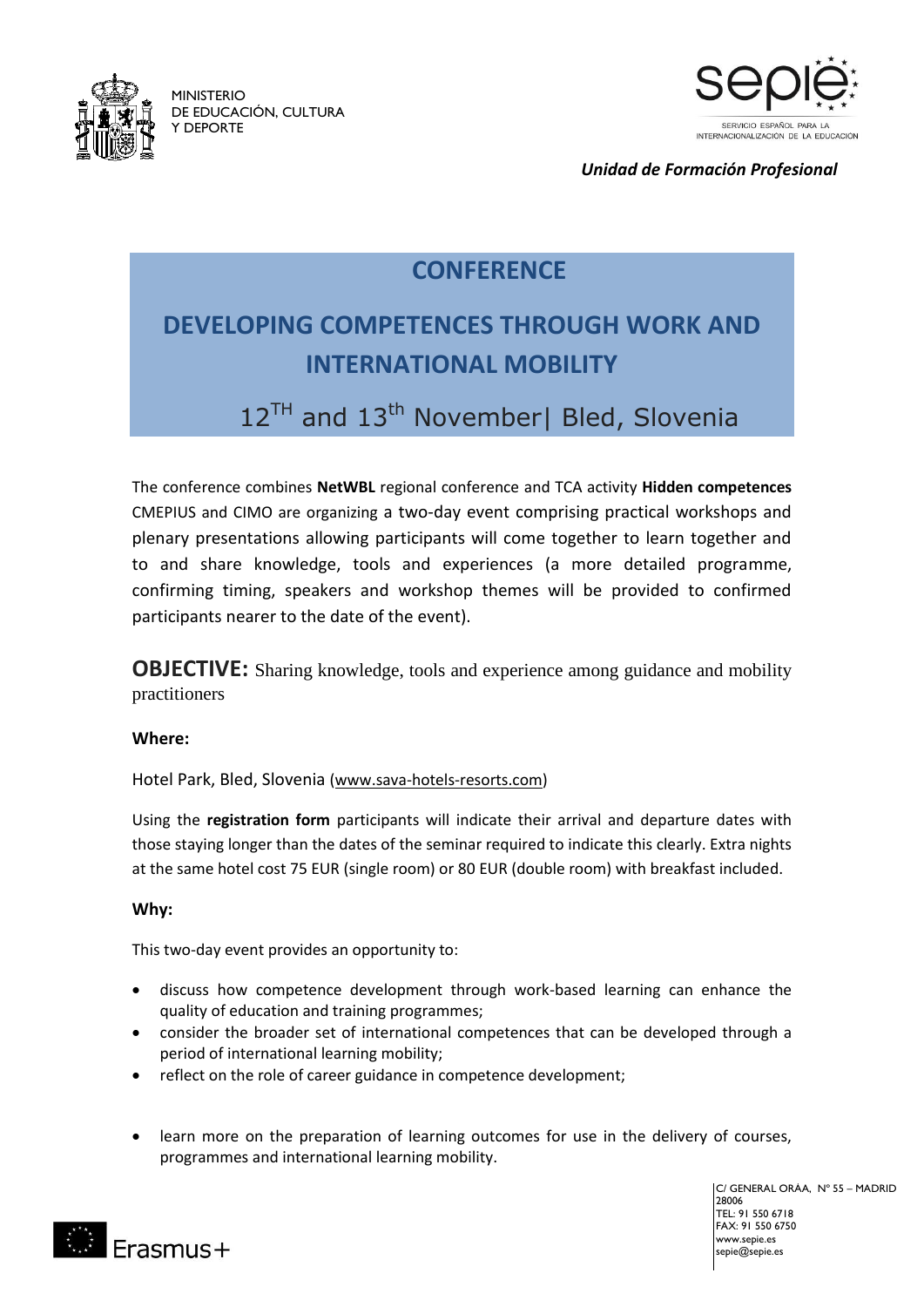MINISTERIO
DE EDUCACIÓN, CULTURA
Y DEPORTE

sepie
SERVICIO ESPAÑOL PARA LA INTERNACIONALIZACIÓN DE LA EDUCACIÓN

*Unidad de Formación Profesional*

# CONFERENCE

# DEVELOPING COMPETENCES THROUGH WORK AND INTERNATIONAL MOBILITY

## 12TH and 13th November| Bled, Slovenia

The conference combines **NetWBL** regional conference and TCA activity **Hidden competences** CMEPIUS and CIMO are organizing a two-day event comprising practical workshops and plenary presentations allowing participants will come together to learn together and to and share knowledge, tools and experiences (a more detailed programme, confirming timing, speakers and workshop themes will be provided to confirmed participants nearer to the date of the event).

**OBJECTIVE:** Sharing knowledge, tools and experience among guidance and mobility practitioners

**Where:**

Hotel Park, Bled, Slovenia (www.sava-hotels-resorts.com)

Using the **registration form** participants will indicate their arrival and departure dates with those staying longer than the dates of the seminar required to indicate this clearly. Extra nights at the same hotel cost 75 EUR (single room) or 80 EUR (double room) with breakfast included.

**Why:**

This two-day event provides an opportunity to:

- discuss how competence development through work-based learning can enhance the quality of education and training programmes;
- consider the broader set of international competences that can be developed through a period of international learning mobility;
- reflect on the role of career guidance in competence development;
- learn more on the preparation of learning outcomes for use in the delivery of courses, programmes and international learning mobility.

Erasmus+

C/ GENERAL ORÁA, Nº 55 – MADRID
28006
TEL: 91 550 6718
FAX: 91 550 6750
www.sepie.es
sepie@sepie.es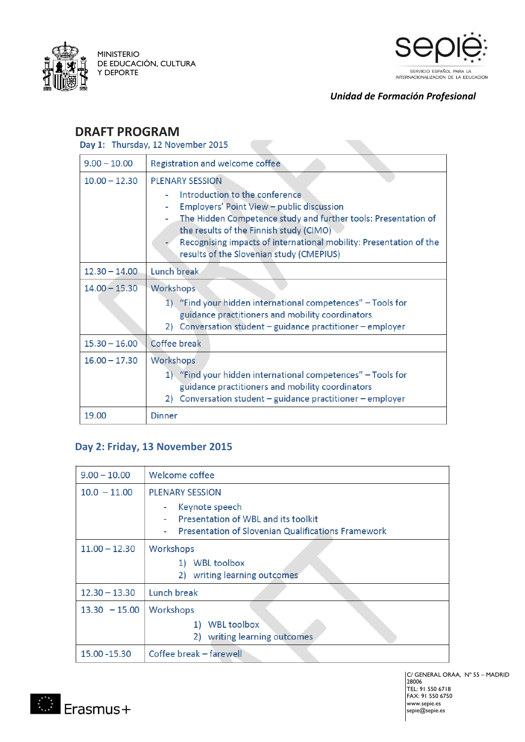MINISTERIO DE EDUCACIÓN, CULTURA Y DEPORTE

sepie — SERVICIO ESPAÑOL PARA LA INTERNACIONALIZACIÓN DE LA EDUCACIÓN

***Unidad de Formación Profesional***

## DRAFT PROGRAM

### Day 1: Thursday, 12 November 2015

| | |
|---|---|
| 9.00 – 10.00 | Registration and welcome coffee |
| 10.00 – 12.30 | PLENARY SESSION<br>- Introduction to the conference<br>- Employers' Point View – public discussion<br>- The Hidden Competence study and further tools: Presentation of the results of the Finnish study (CIMO)<br>- Recognising impacts of international mobility: Presentation of the results of the Slovenian study (CMEPIUS) |
| 12.30 – 14.00 | Lunch break |
| 14.00 – 15.30 | Workshops<br>1) "Find your hidden international competences" – Tools for guidance practitioners and mobility coordinators<br>2) Conversation student – guidance practitioner – employer |
| 15.30 – 16.00 | Coffee break |
| 16.00 – 17.30 | Workshops<br>1) "Find your hidden international competences" – Tools for guidance practitioners and mobility coordinators<br>2) Conversation student – guidance practitioner – employer |
| 19.00 | Dinner |

### Day 2: Friday, 13 November 2015

| | |
|---|---|
| 9.00 – 10.00 | Welcome coffee |
| 10.0 – 11.00 | PLENARY SESSION<br>- Keynote speech<br>- Presentation of WBL and its toolkit<br>- Presentation of Slovenian Qualifications Framework |
| 11.00 – 12.30 | Workshops<br>1) WBL toolbox<br>2) writing learning outcomes |
| 12.30 – 13.30 | Lunch break |
| 13.30 – 15.00 | Workshops<br>1) WBL toolbox<br>2) writing learning outcomes |
| 15.00 -15.30 | Coffee break – farewell |

Erasmus+

C/ GENERAL ORAA, Nº 55 – MADRID 28006
TEL: 91 550 6718
FAX: 91 550 6750
www.sepie.es
sepie@sepie.es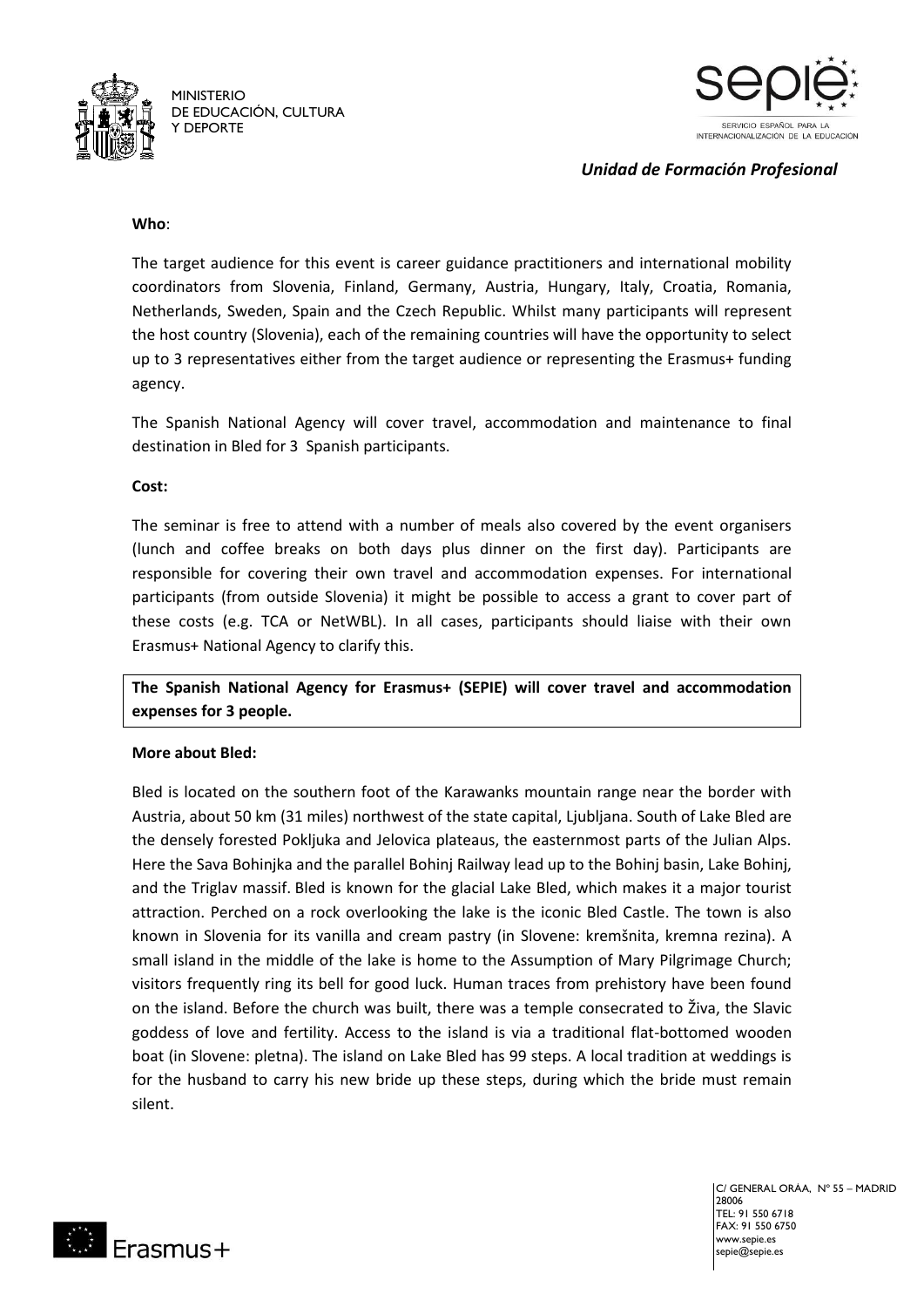**Who**:

The target audience for this event is career guidance practitioners and international mobility coordinators from Slovenia, Finland, Germany, Austria, Hungary, Italy, Croatia, Romania, Netherlands, Sweden, Spain and the Czech Republic. Whilst many participants will represent the host country (Slovenia), each of the remaining countries will have the opportunity to select up to 3 representatives either from the target audience or representing the Erasmus+ funding agency.

The Spanish National Agency will cover travel, accommodation and maintenance to final destination in Bled for 3 Spanish participants.

**Cost:**

The seminar is free to attend with a number of meals also covered by the event organisers (lunch and coffee breaks on both days plus dinner on the first day). Participants are responsible for covering their own travel and accommodation expenses. For international participants (from outside Slovenia) it might be possible to access a grant to cover part of these costs (e.g. TCA or NetWBL). In all cases, participants should liaise with their own Erasmus+ National Agency to clarify this.

**The Spanish National Agency for Erasmus+ (SEPIE) will cover travel and accommodation expenses for 3 people.**

**More about Bled:**

Bled is located on the southern foot of the Karawanks mountain range near the border with Austria, about 50 km (31 miles) northwest of the state capital, Ljubljana. South of Lake Bled are the densely forested Pokljuka and Jelovica plateaus, the easternmost parts of the Julian Alps. Here the Sava Bohinjka and the parallel Bohinj Railway lead up to the Bohinj basin, Lake Bohinj, and the Triglav massif. Bled is known for the glacial Lake Bled, which makes it a major tourist attraction. Perched on a rock overlooking the lake is the iconic Bled Castle. The town is also known in Slovenia for its vanilla and cream pastry (in Slovene: kremšnita, kremna rezina). A small island in the middle of the lake is home to the Assumption of Mary Pilgrimage Church; visitors frequently ring its bell for good luck. Human traces from prehistory have been found on the island. Before the church was built, there was a temple consecrated to Živa, the Slavic goddess of love and fertility. Access to the island is via a traditional flat-bottomed wooden boat (in Slovene: pletna). The island on Lake Bled has 99 steps. A local tradition at weddings is for the husband to carry his new bride up these steps, during which the bride must remain silent.